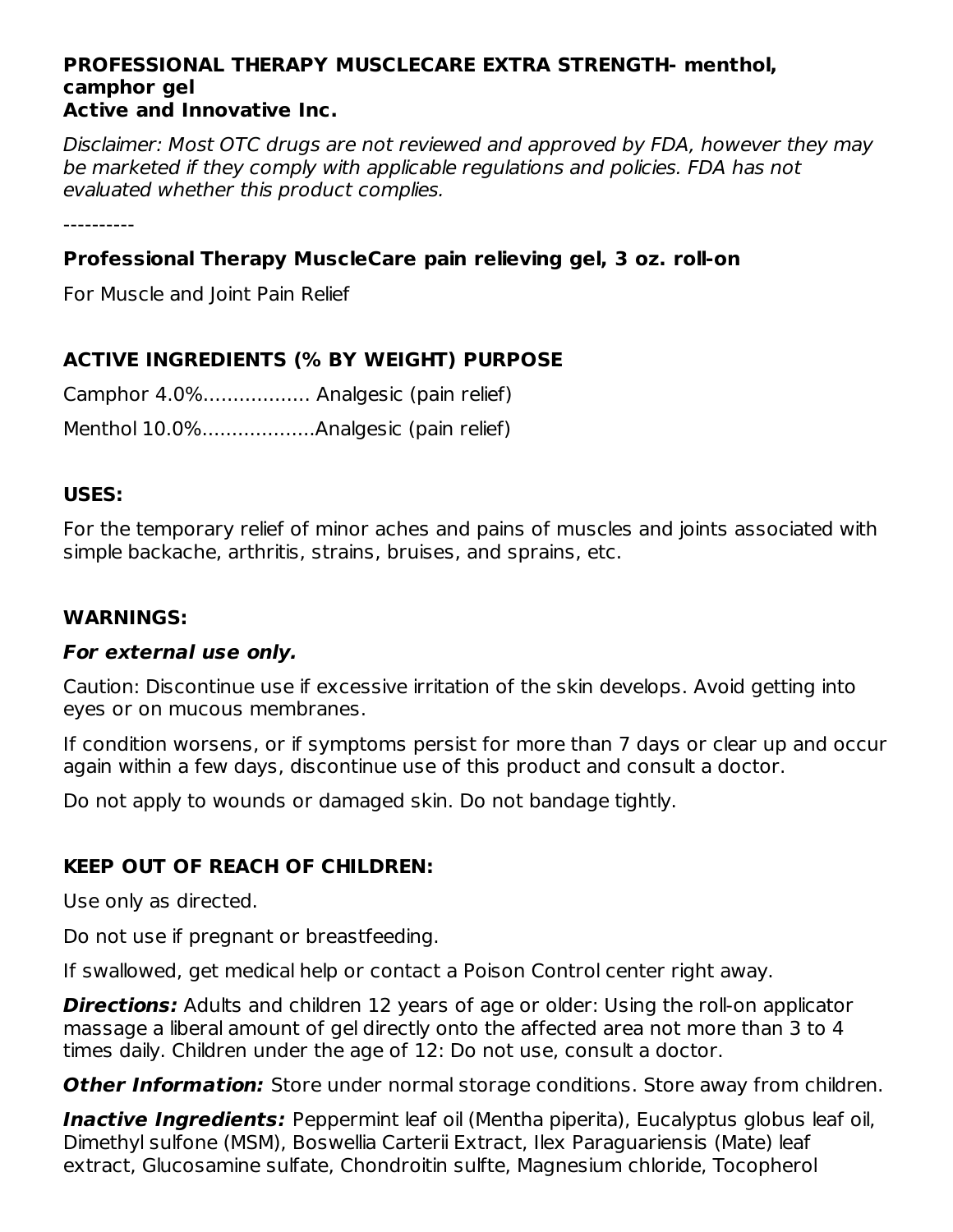**PROFESSIONAL THERAPY MUSCLECARE EXTRA STRENGTH- menthol, camphor gel**
**Active and Innovative Inc.**

*Disclaimer: Most OTC drugs are not reviewed and approved by FDA, however they may be marketed if they comply with applicable regulations and policies. FDA has not evaluated whether this product complies.*

----------

## Professional Therapy MuscleCare pain relieving gel, 3 oz. roll-on

For Muscle and Joint Pain Relief

## ACTIVE INGREDIENTS (% BY WEIGHT) PURPOSE

Camphor 4.0%.................. Analgesic (pain relief)

Menthol 10.0%...................Analgesic (pain relief)

## USES:

For the temporary relief of minor aches and pains of muscles and joints associated with simple backache, arthritis, strains, bruises, and sprains, etc.

## WARNINGS:

***For external use only.***

Caution: Discontinue use if excessive irritation of the skin develops. Avoid getting into eyes or on mucous membranes.

If condition worsens, or if symptoms persist for more than 7 days or clear up and occur again within a few days, discontinue use of this product and consult a doctor.

Do not apply to wounds or damaged skin. Do not bandage tightly.

## KEEP OUT OF REACH OF CHILDREN:

Use only as directed.

Do not use if pregnant or breastfeeding.

If swallowed, get medical help or contact a Poison Control center right away.

***Directions:*** Adults and children 12 years of age or older: Using the roll-on applicator massage a liberal amount of gel directly onto the affected area not more than 3 to 4 times daily. Children under the age of 12: Do not use, consult a doctor.

***Other Information:*** Store under normal storage conditions. Store away from children.

***Inactive Ingredients:*** Peppermint leaf oil (Mentha piperita), Eucalyptus globus leaf oil, Dimethyl sulfone (MSM), Boswellia Carterii Extract, Ilex Paraguariensis (Mate) leaf extract, Glucosamine sulfate, Chondroitin sulfte, Magnesium chloride, Tocopherol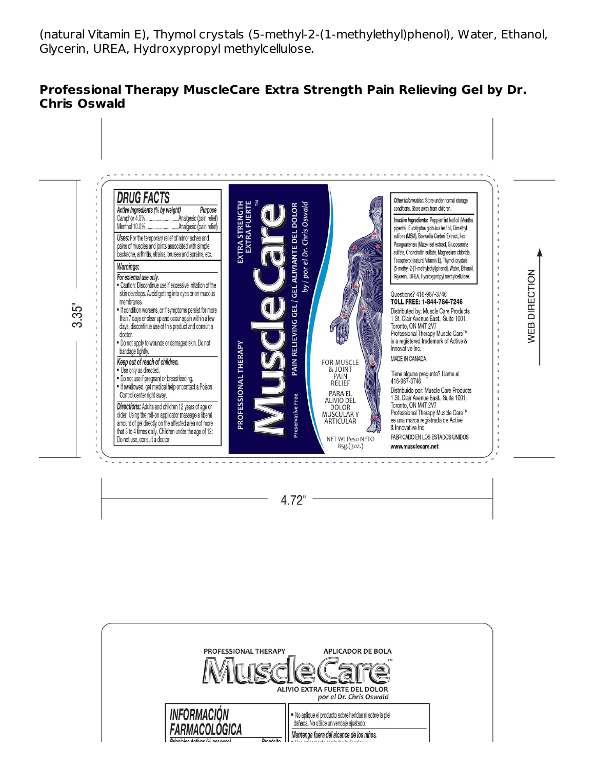(natural Vitamin E), Thymol crystals (5-methyl-2-(1-methylethyl)phenol), Water, Ethanol, Glycerin, UREA, Hydroxypropyl methylcellulose.

**Professional Therapy MuscleCare Extra Strength Pain Relieving Gel by Dr. Chris Oswald**

## DRUG FACTS

| *Active Ingredients (% by weight)* | *Purpose* |
| --- | --- |
| Camphor 4.0% | Analgesic (pain relief) |
| Menthol 10.0% | Analgesic (pain relief) |

*Uses:* For the temporary relief of minor aches and pains of muscles and joints associated with simple backache, arthritis, strains, bruises and sprains, etc.

*Warnings:*

*For external use only.*

- Caution: Discontinue use if excessive irritation of the skin develops. Avoid getting into eyes or on mucous membranes.
- If condition worsens, or if symptoms persist for more than 7 days or clear up and occur again within a few days, discontinue use of this product and consult a doctor.
- Do not apply to wounds or damaged skin. Do not bandage tightly.

*Keep out of reach of children.*

- Use only as directed.
- Do not use if pregnant or breastfeeding.
- If swallowed, get medical help or contact a Poison Control center right away.

*Directions:* Adults and children 12 years of age or older: Using the roll-on applicator massage a liberal amount of gel directly on the affected area not more that 3 to 4 times daily. Children under the age of 12: Do not use, consult a doctor.

PROFESSIONAL THERAPY
EXTRA STRENGTH
EXTRA FUERTE

MuscleCare™

PAIN RELIEVING GEL / GEL ALIVIANTE DEL DOLOR
by / por el Dr. Chris Oswald

Preservative Free

FOR MUSCLE & JOINT PAIN RELIEF

PARA EL ALIVIO DEL DOLOR MUSCULAR Y ARTICULAR

NET Wt Peso NETO 85g.(3oz.)

*Other Information:* Store under normal storage conditions. Store away from children.

*Inactive Ingredients:* Peppermint leaf oil (Mentha piperita), Eucalyptus globulus leaf oil, Dimethyl sulfone (MSM), Boswellia Carteri Extract, Ilex Paraguariensis (Mate) leaf extract, Glucosamine sulfate, Chondroitin sulfate, Magnesium chloride, Tocopherol (natural Vitamin E), Thymol crystals (5-methyl-2-(1-methylethyl)phenol), Water, Ethanol, Glycerin, UREA, Hydroxypropyl methylcellulose.

Questions? 416-967-3746
**TOLL FREE: 1-844-784-7246**

Distributed by: Muscle Care Products
1 St. Clair Avenue East., Suite 1001,
Toronto, ON M4T 2V7
Professional Therapy Muscle Care™ is a registered trademark of Active & Innovative Inc.

MADE IN CANADA

Tiene alguna pregunta? Llame al 416-967-3746

Distribuido por: Muscle Care Products
1 St. Clair Avenue East., Suite 1001,
Toronto, ON M4T 2V7
Professional Therapy Muscle Care™ es una marca registrada de Active & Innovative Inc.

FABRICADO EN LOS ESTADOS UNIDOS

**www.musclecare.net**

3.35"

4.72"

WEB DIRECTION

PROFESSIONAL THERAPY APLICADOR DE BOLA

MuscleCare™

ALIVIO EXTRA FUERTE DEL DOLOR
*por el Dr. Chris Oswald*

## INFORMACIÓN FARMACOLÓGICA

- No aplique el producto sobre heridas ni sobre la piel dañada. No utilice un vendaje ajustado.

*Mantenga fuera del alcance de los niños.*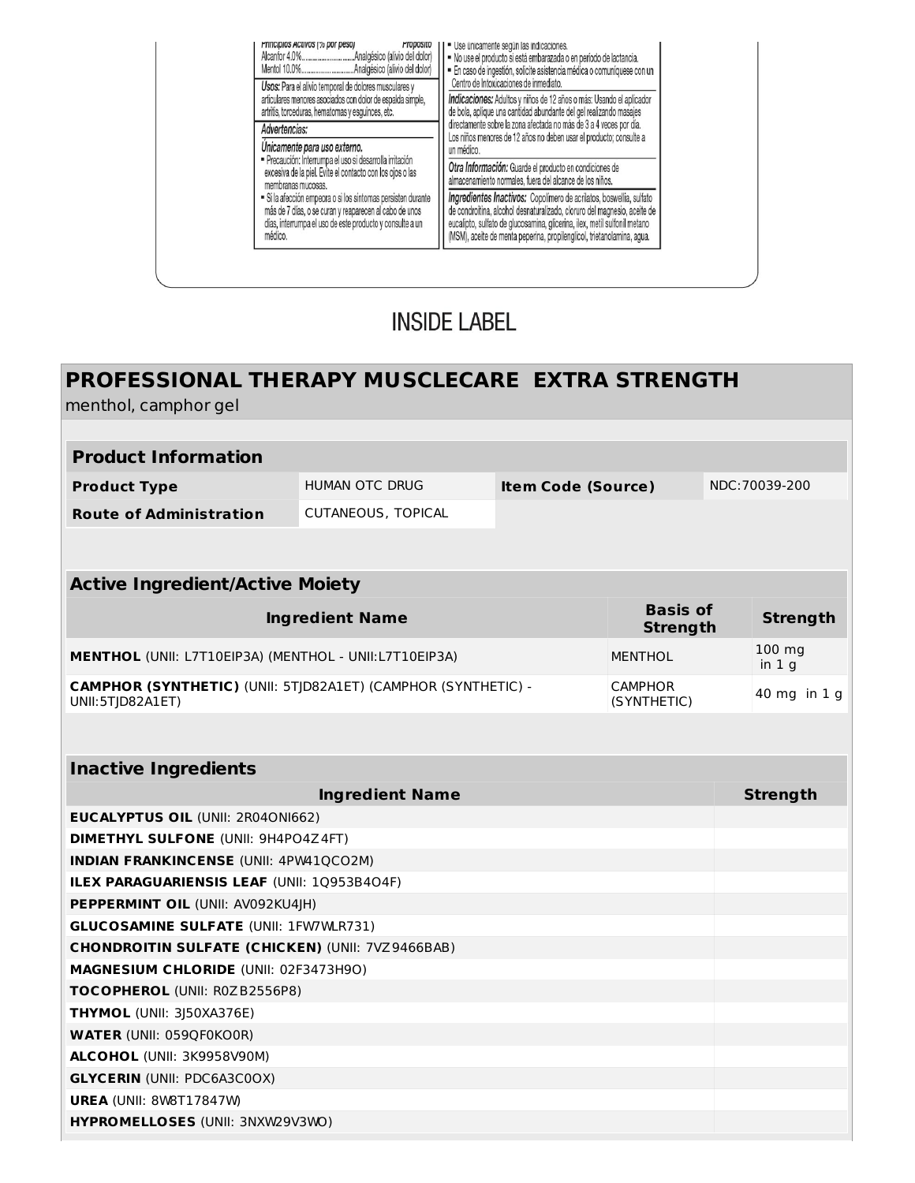| Principios Activos (% por peso) | Propósito |
|---|---|
| Alcanfor 4.0% | Analgésico (alivio del dolor) |
| Mentol 10.0% | Analgésico (alivio del dolor) |

**Usos:** Para el alivio temporal de dolores musculares y articulares menores asociados con dolor de espalda simple, artritis, torceduras, hematomas y esguinces, etc.

**Advertencias:**

***Únicamente para uso externo.***

- Precaución: Interrumpa el uso si desarrolla irritación excesiva de la piel. Evite el contacto con los ojos o las membranas mucosas.
- Si la afección empeora o si los síntomas persisten durante más de 7 días, o se curan y reaparecen al cabo de unos días, interrumpa el uso de este producto y consulte a un médico.
- Use únicamente según las indicaciones.
- No use el producto si está embarazada o en período de lactancia.
- En caso de ingestión, solicite asistencia médica o comuníquese con un Centro de Intoxicaciones de inmediato.

***Indicaciones:*** Adultos y niños de 12 años o más: Usando el aplicador de bola, aplique una cantidad abundante del gel realizando masajes directamente sobre la zona afectada no más de 3 a 4 veces por día. Los niños menores de 12 años no deben usar el producto; consulte a un médico.

***Otra Información:*** Guarde el producto en condiciones de almacenamiento normales, fuera del alcance de los niños.

***Ingredientes Inactivos:*** Copolímero de acrilatos, boswellia, sulfato de condroitina, alcohol desnaturalizado, cloruro del magnesio, aceite de eucalipto, sulfato de glucosamina, glicerina, ilex, metil sulfonil metano (MSM), aceite de menta peperina, propilenglicol, trietanolamina, agua.

INSIDE LABEL

## PROFESSIONAL THERAPY MUSCLECARE EXTRA STRENGTH

menthol, camphor gel

| Product Information | | | |
|---|---|---|---|
| **Product Type** | HUMAN OTC DRUG | **Item Code (Source)** | NDC:70039-200 |
| **Route of Administration** | CUTANEOUS, TOPICAL | | |

| Active Ingredient/Active Moiety | | |
|---|---|---|
| **Ingredient Name** | **Basis of Strength** | **Strength** |
| **MENTHOL** (UNII: L7T10EIP3A) (MENTHOL - UNII:L7T10EIP3A) | MENTHOL | 100 mg in 1 g |
| **CAMPHOR (SYNTHETIC)** (UNII: 5TJD82A1ET) (CAMPHOR (SYNTHETIC) - UNII:5TJD82A1ET) | CAMPHOR (SYNTHETIC) | 40 mg in 1 g |

| Inactive Ingredients | |
|---|---|
| **Ingredient Name** | **Strength** |
| **EUCALYPTUS OIL** (UNII: 2R04ONI662) | |
| **DIMETHYL SULFONE** (UNII: 9H4PO4Z4FT) | |
| **INDIAN FRANKINCENSE** (UNII: 4PW41QCO2M) | |
| **ILEX PARAGUARIENSIS LEAF** (UNII: 1Q953B4O4F) | |
| **PEPPERMINT OIL** (UNII: AV092KU4JH) | |
| **GLUCOSAMINE SULFATE** (UNII: 1FW7WLR731) | |
| **CHONDROITIN SULFATE (CHICKEN)** (UNII: 7VZ9466BAB) | |
| **MAGNESIUM CHLORIDE** (UNII: 02F3473H9O) | |
| **TOCOPHEROL** (UNII: R0ZB2556P8) | |
| **THYMOL** (UNII: 3J50XA376E) | |
| **WATER** (UNII: 059QF0KO0R) | |
| **ALCOHOL** (UNII: 3K9958V90M) | |
| **GLYCERIN** (UNII: PDC6A3C0OX) | |
| **UREA** (UNII: 8W8T17847W) | |
| **HYPROMELLOSES** (UNII: 3NXW29V3WO) | |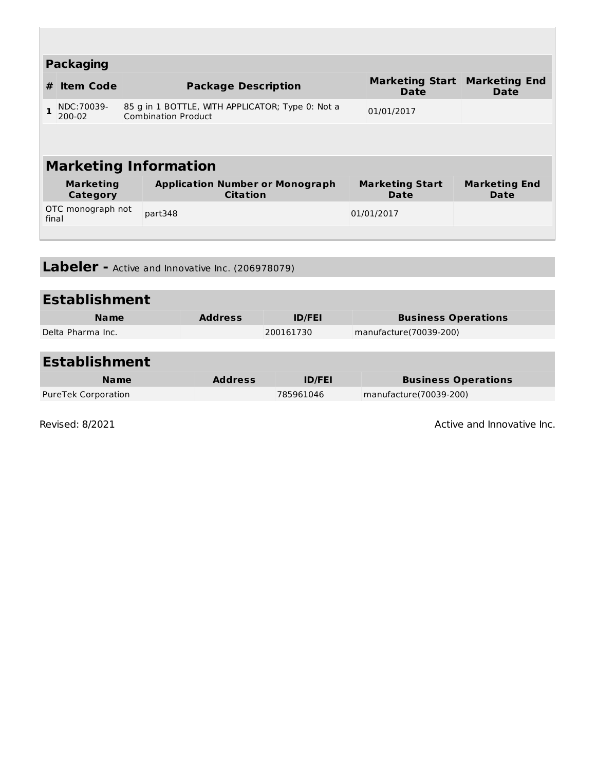## Packaging

| # | Item Code | Package Description | Marketing Start Date | Marketing End Date |
|---|---|---|---|---|
| 1 | NDC:70039-200-02 | 85 g in 1 BOTTLE, WITH APPLICATOR; Type 0: Not a Combination Product | 01/01/2017 | |

## Marketing Information

| Marketing Category | Application Number or Monograph Citation | Marketing Start Date | Marketing End Date |
|---|---|---|---|
| OTC monograph not final | part348 | 01/01/2017 | |

## Labeler - Active and Innovative Inc. (206978079)

## Establishment

| Name | Address | ID/FEI | Business Operations |
|---|---|---|---|
| Delta Pharma Inc. | | 200161730 | manufacture(70039-200) |

## Establishment

| Name | Address | ID/FEI | Business Operations |
|---|---|---|---|
| PureTek Corporation | | 785961046 | manufacture(70039-200) |

Revised: 8/2021

Active and Innovative Inc.